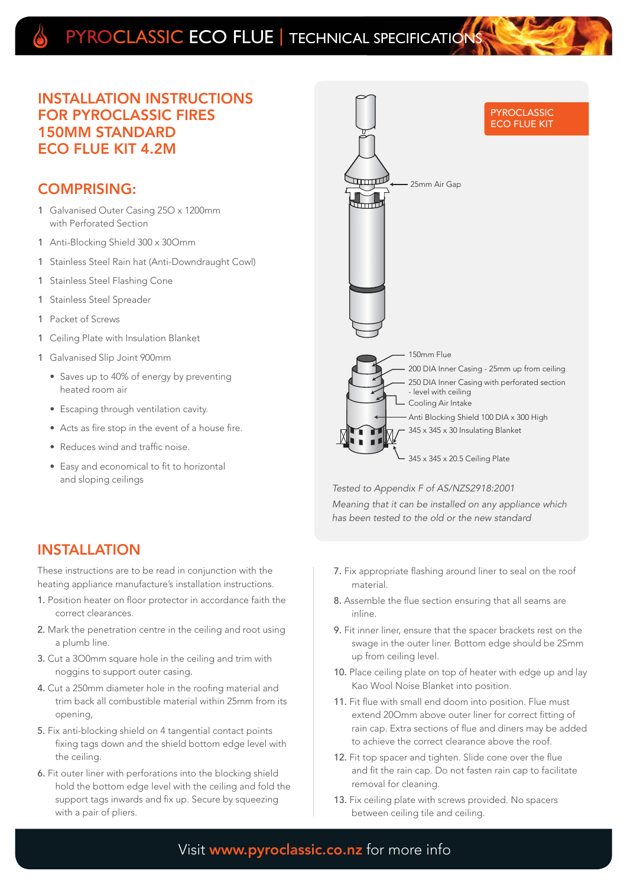# PYROCLASSIC ECO FLUE | TECHNICAL SPECIFICATIONS

## INSTALLATION INSTRUCTIONS FOR PYROCLASSIC FIRES 150MM STANDARD ECO FLUE KIT 4.2M

## COMPRISING:

1 Galvanised Outer Casing 25O x 1200mm with Perforated Section

1 Anti-Blocking Shield 300 x 30Omm

1 Stainless Steel Rain hat (Anti-Downdraught Cowl)

1 Stainless Steel Flashing Cone

1 Stainless Steel Spreader

1 Packet of Screws

1 Ceiling Plate with Insulation Blanket

1 Galvanised Slip Joint 900mm

- Saves up to 40% of energy by preventing heated room air
- Escaping through ventilation cavity.
- Acts as fire stop in the event of a house fire.
- Reduces wind and traffic noise.
- Easy and economical to fit to horizontal and sloping ceilings

PYROCLASSIC ECO FLUE KIT

25mm Air Gap

150mm Flue

200 DIA Inner Casing - 25mm up from ceiling

250 DIA Inner Casing with perforated section - level with ceiling

Cooling Air Intake

Anti Blocking Shield 100 DIA x 300 High

345 x 345 x 30 Insulating Blanket

345 x 345 x 20.5 Ceiling Plate

*Tested to Appendix F of AS/NZS2918:2001*

*Meaning that it can be installed on any appliance which has been tested to the old or the new standard*

## INSTALLATION

These instructions are to be read in conjunction with the heating appliance manufacture's installation instructions.

1. Position heater on floor protector in accordance faith the correct clearances.
2. Mark the penetration centre in the ceiling and root using a plumb line.
3. Cut a 3O0mm square hole in the ceiling and trim with noggins to support outer casing.
4. Cut a 250mm diameter hole in the roofing material and trim back all combustible material within 25mm from its opening,
5. Fix anti-blocking shield on 4 tangential contact points fixing tags down and the shield bottom edge level with the ceiling.
6. Fit outer liner with perforations into the blocking shield hold the bottom edge level with the ceiling and fold the support tags inwards and fix up. Secure by squeezing with a pair of pliers.
7. Fix appropriate flashing around liner to seal on the roof material.
8. Assemble the flue section ensuring that all seams are inline.
9. Fit inner liner, ensure that the spacer brackets rest on the swage in the outer liner. Bottom edge should be 2Smm up from ceiling level.
10. Place ceiling plate on top of heater with edge up and lay Kao Wool Noise Blanket into position.
11. Fit flue with small end doom into position. Flue must extend 20Omm above outer liner for correct fitting of rain cap. Extra sections of flue and diners may be added to achieve the correct clearance above the roof.
12. Fit top spacer and tighten. Slide cone over the flue and fit the rain cap. Do not fasten rain cap to facilitate removal for cleaning.
13. Fix ceiling plate with screws provided. No spacers between ceiling tile and ceiling.

Visit **www.pyroclassic.co.nz** for more info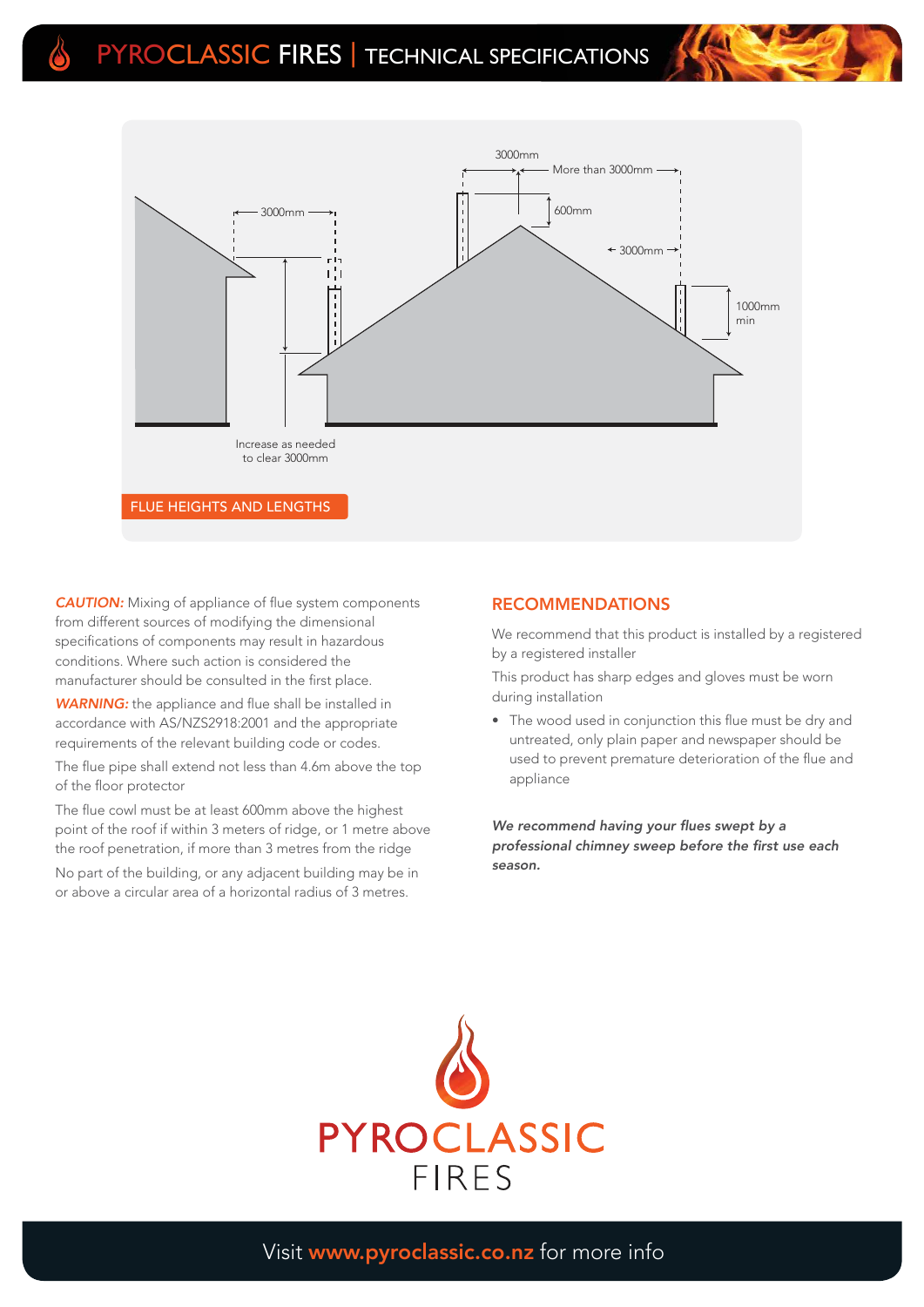3000mm

More than 3000mm

3000mm

600mm

3000mm

1000mm min

Increase as needed to clear 3000mm

FLUE HEIGHTS AND LENGTHS

***CAUTION:*** Mixing of appliance of flue system components from different sources of modifying the dimensional specifications of components may result in hazardous conditions. Where such action is considered the manufacturer should be consulted in the first place.

***WARNING:*** the appliance and flue shall be installed in accordance with AS/NZS2918:2001 and the appropriate requirements of the relevant building code or codes.

The flue pipe shall extend not less than 4.6m above the top of the floor protector

The flue cowl must be at least 600mm above the highest point of the roof if within 3 meters of ridge, or 1 metre above the roof penetration, if more than 3 metres from the ridge

No part of the building, or any adjacent building may be in or above a circular area of a horizontal radius of 3 metres.

## RECOMMENDATIONS

We recommend that this product is installed by a registered by a registered installer

This product has sharp edges and gloves must be worn during installation

- The wood used in conjunction this flue must be dry and untreated, only plain paper and newspaper should be used to prevent premature deterioration of the flue and appliance

***We recommend having your flues swept by a professional chimney sweep before the first use each season.***

PYROCLASSIC FIRES

Visit www.pyroclassic.co.nz for more info